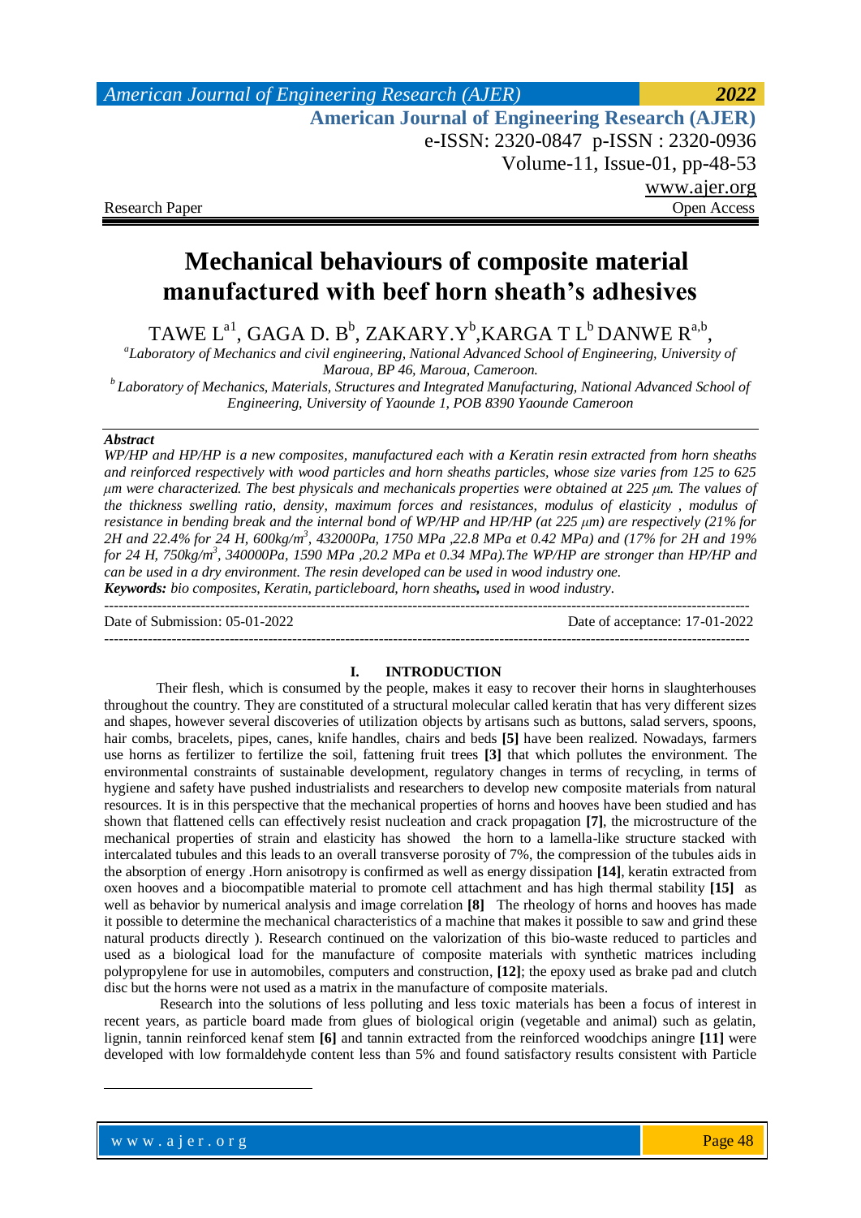Research Paper | Open Access

# Mechanical behaviours of composite material manufactured with beef horn sheath's adhesives

TAWE L[a1], GAGA D. B[b], ZAKARY.Y[b],KARGA T L[b] DANWE R[a,b],

[a]*Laboratory of Mechanics and civil engineering, National Advanced School of Engineering, University of Maroua, BP 46, Maroua, Cameroon.*

[b] *Laboratory of Mechanics, Materials, Structures and Integrated Manufacturing, National Advanced School of Engineering, University of Yaounde 1, POB 8390 Yaounde Cameroon*

***Abstract***

*WP/HP and HP/HP is a new composites, manufactured each with a Keratin resin extracted from horn sheaths and reinforced respectively with wood particles and horn sheaths particles, whose size varies from 125 to 625 μm were characterized. The best physicals and mechanicals properties were obtained at 225 μm. The values of the thickness swelling ratio, density, maximum forces and resistances, modulus of elasticity , modulus of resistance in bending break and the internal bond of WP/HP and HP/HP (at 225 μm) are respectively (21% for 2H and 22.4% for 24 H, 600kg/m$^3$, 432000Pa, 1750 MPa ,22.8 MPa et 0.42 MPa) and (17% for 2H and 19% for 24 H, 750kg/m$^3$, 340000Pa, 1590 MPa ,20.2 MPa et 0.34 MPa).The WP/HP are stronger than HP/HP and can be used in a dry environment. The resin developed can be used in wood industry one.*

***Keywords:*** *bio composites, Keratin, particleboard, horn sheaths,* ***used in wood industry****.*

---

Date of Submission: 05-01-2022 | Date of acceptance: 17-01-2022

---

## I. INTRODUCTION

Their flesh, which is consumed by the people, makes it easy to recover their horns in slaughterhouses throughout the country. They are constituted of a structural molecular called keratin that has very different sizes and shapes, however several discoveries of utilization objects by artisans such as buttons, salad servers, spoons, hair combs, bracelets, pipes, canes, knife handles, chairs and beds **[5]** have been realized. Nowadays, farmers use horns as fertilizer to fertilize the soil, fattening fruit trees **[3]** that which pollutes the environment. The environmental constraints of sustainable development, regulatory changes in terms of recycling, in terms of hygiene and safety have pushed industrialists and researchers to develop new composite materials from natural resources. It is in this perspective that the mechanical properties of horns and hooves have been studied and has shown that flattened cells can effectively resist nucleation and crack propagation **[7]**, the microstructure of the mechanical properties of strain and elasticity has showed the horn to a lamella-like structure stacked with intercalated tubules and this leads to an overall transverse porosity of 7%, the compression of the tubules aids in the absorption of energy .Horn anisotropy is confirmed as well as energy dissipation **[14]**, keratin extracted from oxen hooves and a biocompatible material to promote cell attachment and has high thermal stability **[15]** as well as behavior by numerical analysis and image correlation **[8]** The rheology of horns and hooves has made it possible to determine the mechanical characteristics of a machine that makes it possible to saw and grind these natural products directly ). Research continued on the valorization of this bio-waste reduced to particles and used as a biological load for the manufacture of composite materials with synthetic matrices including polypropylene for use in automobiles, computers and construction, **[12]**; the epoxy used as brake pad and clutch disc but the horns were not used as a matrix in the manufacture of composite materials.

Research into the solutions of less polluting and less toxic materials has been a focus of interest in recent years, as particle board made from glues of biological origin (vegetable and animal) such as gelatin, lignin, tannin reinforced kenaf stem **[6]** and tannin extracted from the reinforced woodchips aningre **[11]** were developed with low formaldehyde content less than 5% and found satisfactory results consistent with Particle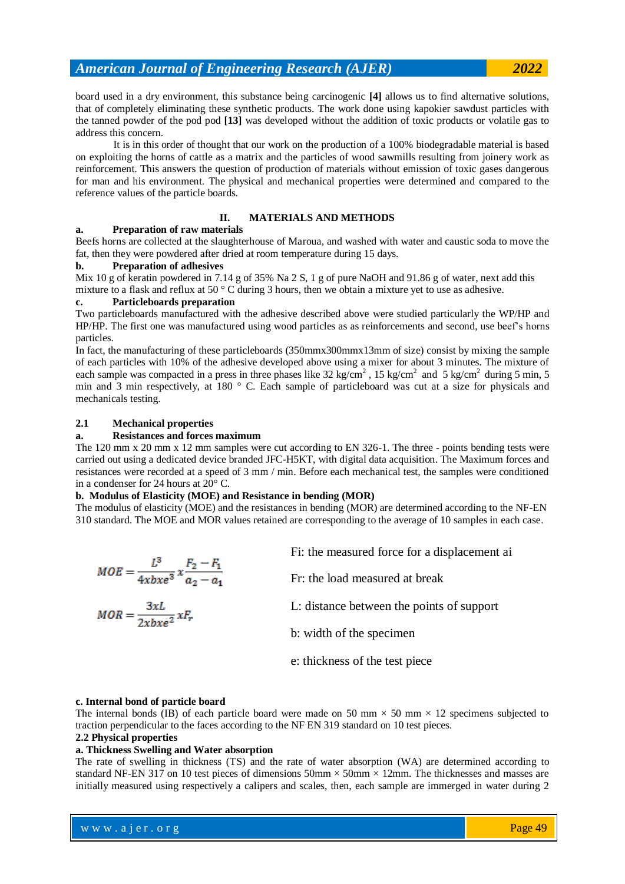board used in a dry environment, this substance being carcinogenic **[4]** allows us to find alternative solutions, that of completely eliminating these synthetic products. The work done using kapokier sawdust particles with the tanned powder of the pod pod **[13]** was developed without the addition of toxic products or volatile gas to address this concern.

It is in this order of thought that our work on the production of a 100% biodegradable material is based on exploiting the horns of cattle as a matrix and the particles of wood sawmills resulting from joinery work as reinforcement. This answers the question of production of materials without emission of toxic gases dangerous for man and his environment. The physical and mechanical properties were determined and compared to the reference values of the particle boards.

## II. MATERIALS AND METHODS

### a. Preparation of raw materials

Beefs horns are collected at the slaughterhouse of Maroua, and washed with water and caustic soda to move the fat, then they were powdered after dried at room temperature during 15 days.

### b. Preparation of adhesives

Mix 10 g of keratin powdered in 7.14 g of 35% Na 2 S, 1 g of pure NaOH and 91.86 g of water, next add this mixture to a flask and reflux at 50 ° C during 3 hours, then we obtain a mixture yet to use as adhesive.

### c. Particleboards preparation

Two particleboards manufactured with the adhesive described above were studied particularly the WP/HP and HP/HP. The first one was manufactured using wood particles as as reinforcements and second, use beef's horns particles.

In fact, the manufacturing of these particleboards (350mmx300mmx13mm of size) consist by mixing the sample of each particles with 10% of the adhesive developed above using a mixer for about 3 minutes. The mixture of each sample was compacted in a press in three phases like 32 $kg/cm^2$ , 15 $kg/cm^2$ and 5 $kg/cm^2$ during 5 min, 5 min and 3 min respectively, at 180 ° C. Each sample of particleboard was cut at a size for physicals and mechanicals testing.

### 2.1 Mechanical properties

#### a. Resistances and forces maximum

The 120 mm x 20 mm x 12 mm samples were cut according to EN 326-1. The three - points bending tests were carried out using a dedicated device branded JFC-H5KT, with digital data acquisition. The Maximum forces and resistances were recorded at a speed of 3 mm / min. Before each mechanical test, the samples were conditioned in a condenser for 24 hours at 20° C.

#### b. Modulus of Elasticity (MOE) and Resistance in bending (MOR)

The modulus of elasticity (MOE) and the resistances in bending (MOR) are determined according to the NF-EN 310 standard. The MOE and MOR values retained are corresponding to the average of 10 samples in each case.

$$MOE = \frac{L^3}{4xbxe^3} x \frac{F_2 - F_1}{a_2 - a_1}$$

$$MOR = \frac{3xL}{2xbxe^2} xF_r$$

Fi: the measured force for a displacement ai

Fr: the load measured at break

L: distance between the points of support

b: width of the specimen

e: thickness of the test piece

#### c. Internal bond of particle board

The internal bonds (IB) of each particle board were made on 50 mm × 50 mm × 12 specimens subjected to traction perpendicular to the faces according to the NF EN 319 standard on 10 test pieces.

### 2.2 Physical properties

#### a. Thickness Swelling and Water absorption

The rate of swelling in thickness (TS) and the rate of water absorption (WA) are determined according to standard NF-EN 317 on 10 test pieces of dimensions 50mm × 50mm × 12mm. The thicknesses and masses are initially measured using respectively a calipers and scales, then, each sample are immerged in water during 2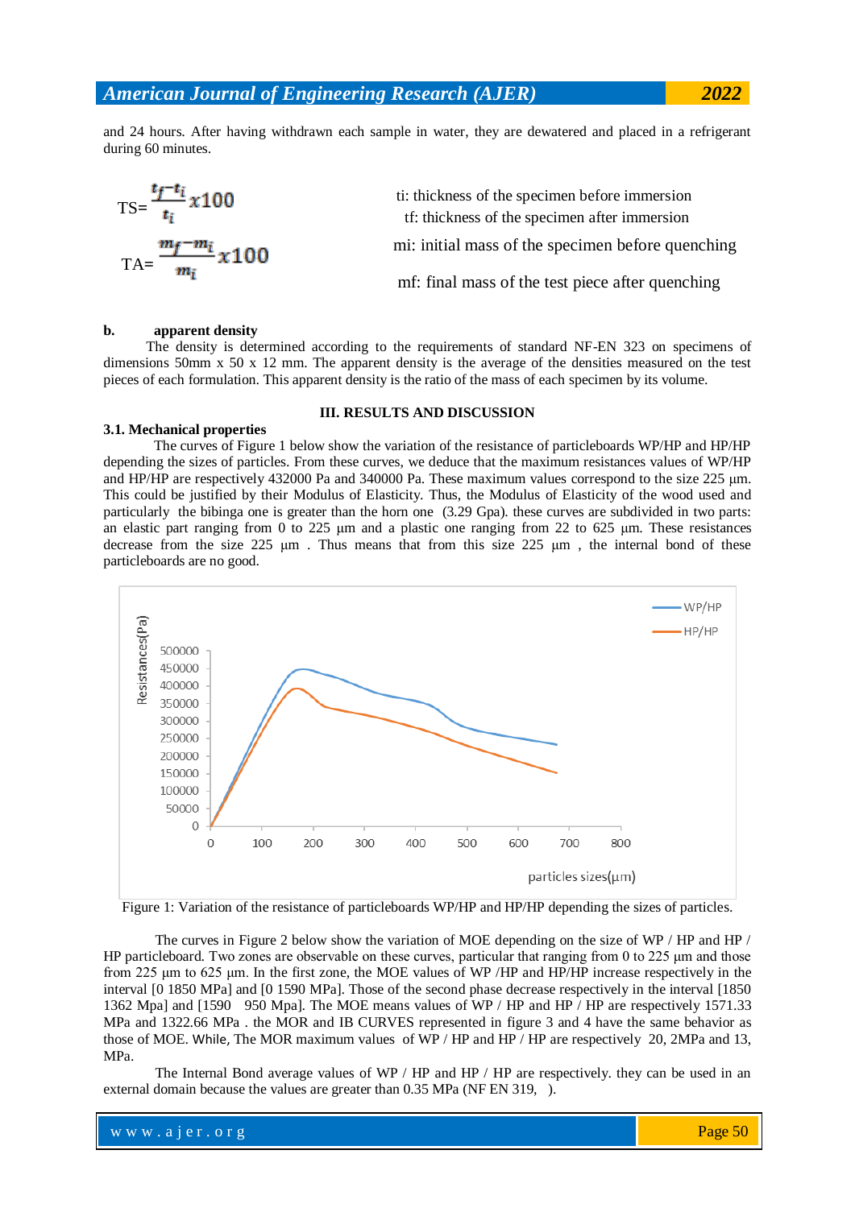and 24 hours. After having withdrawn each sample in water, they are dewatered and placed in a refrigerant during 60 minutes.

$$TS=\frac{t_f-t_i}{t_i}x100$$

ti: thickness of the specimen before immersion

tf: thickness of the specimen after immersion

$$TA=\frac{m_f-m_i}{m_i}x100$$

mi: initial mass of the specimen before quenching

mf: final mass of the test piece after quenching

**b. apparent density**

The density is determined according to the requirements of standard NF-EN 323 on specimens of dimensions 50mm x 50 x 12 mm. The apparent density is the average of the densities measured on the test pieces of each formulation. This apparent density is the ratio of the mass of each specimen by its volume.

## III. RESULTS AND DISCUSSION

### 3.1. Mechanical properties

The curves of Figure 1 below show the variation of the resistance of particleboards WP/HP and HP/HP depending the sizes of particles. From these curves, we deduce that the maximum resistances values of WP/HP and HP/HP are respectively 432000 Pa and 340000 Pa. These maximum values correspond to the size 225 µm. This could be justified by their Modulus of Elasticity. Thus, the Modulus of Elasticity of the wood used and particularly the bibinga one is greater than the horn one (3.29 Gpa). these curves are subdivided in two parts: an elastic part ranging from 0 to 225 µm and a plastic one ranging from 22 to 625 µm. These resistances decrease from the size 225 µm . Thus means that from this size 225 µm , the internal bond of these particleboards are no good.

Figure 1: Variation of the resistance of particleboards WP/HP and HP/HP depending the sizes of particles.

The curves in Figure 2 below show the variation of MOE depending on the size of WP / HP and HP / HP particleboard. Two zones are observable on these curves, particular that ranging from 0 to 225 µm and those from 225 µm to 625 µm. In the first zone, the MOE values of WP /HP and HP/HP increase respectively in the interval [0 1850 MPa] and [0 1590 MPa]. Those of the second phase decrease respectively in the interval [1850 1362 Mpa] and [1590 950 Mpa]. The MOE means values of WP / HP and HP / HP are respectively 1571.33 MPa and 1322.66 MPa . the MOR and IB CURVES represented in figure 3 and 4 have the same behavior as those of MOE. While, The MOR maximum values of WP / HP and HP / HP are respectively 20, 2MPa and 13, MPa.

The Internal Bond average values of WP / HP and HP / HP are respectively. they can be used in an external domain because the values are greater than 0.35 MPa (NF EN 319, ).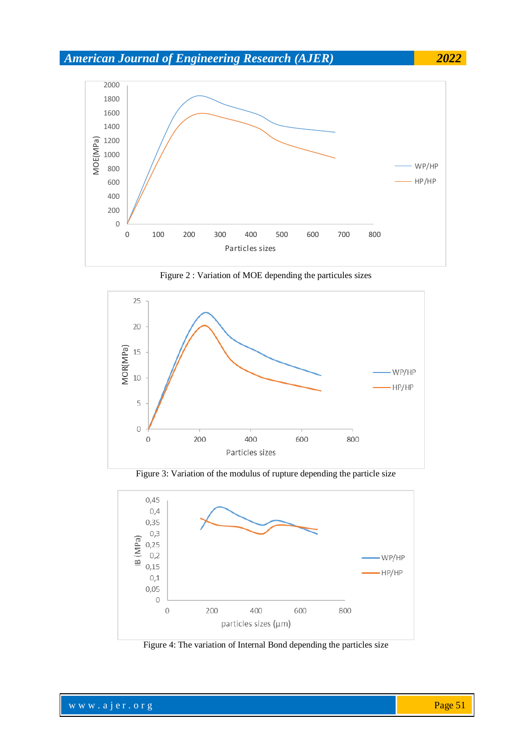Figure 2 : Variation of MOE depending the particules sizes

Figure 3: Variation of the modulus of rupture depending the particle size

Figure 4: The variation of Internal Bond depending the particles size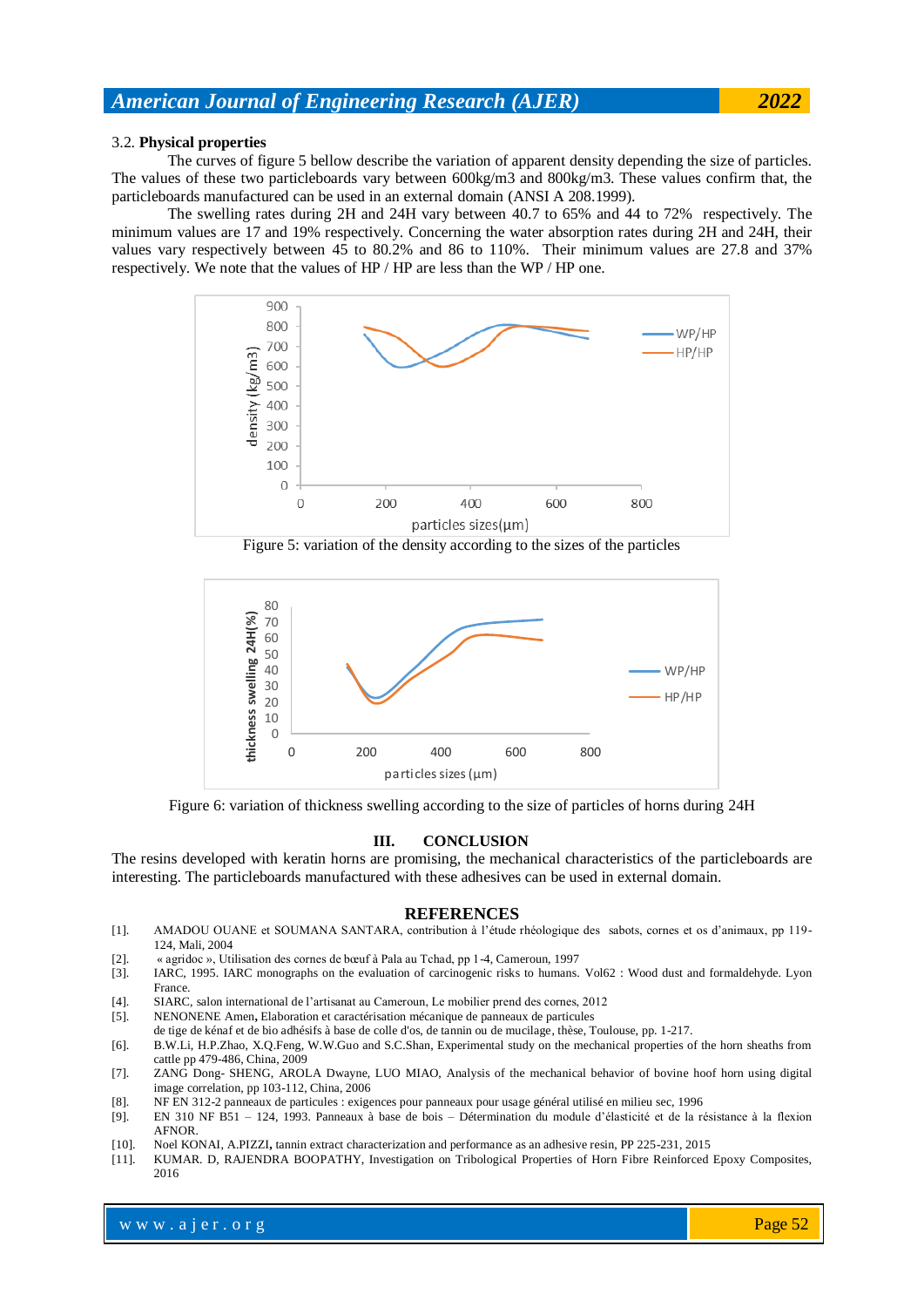3.2. **Physical properties**

The curves of figure 5 bellow describe the variation of apparent density depending the size of particles. The values of these two particleboards vary between 600kg/m3 and 800kg/m3. These values confirm that, the particleboards manufactured can be used in an external domain (ANSI A 208.1999).

The swelling rates during 2H and 24H vary between 40.7 to 65% and 44 to 72% respectively. The minimum values are 17 and 19% respectively. Concerning the water absorption rates during 2H and 24H, their values vary respectively between 45 to 80.2% and 86 to 110%. Their minimum values are 27.8 and 37% respectively. We note that the values of HP / HP are less than the WP / HP one.

Figure 5: variation of the density according to the sizes of the particles

Figure 6: variation of thickness swelling according to the size of particles of horns during 24H

## III. CONCLUSION

The resins developed with keratin horns are promising, the mechanical characteristics of the particleboards are interesting. The particleboards manufactured with these adhesives can be used in external domain.

## REFERENCES

[1]. AMADOU OUANE et SOUMANA SANTARA, contribution à l'étude rhéologique des sabots, cornes et os d'animaux, pp 119-124, Mali, 2004

[2]. « agridoc », Utilisation des cornes de bœuf à Pala au Tchad, pp 1-4, Cameroun, 1997

[3]. IARC, 1995. IARC monographs on the evaluation of carcinogenic risks to humans. Vol62 : Wood dust and formaldehyde. Lyon France.

[4]. SIARC, salon international de l'artisanat au Cameroun, Le mobilier prend des cornes, 2012

[5]. NENONENE Amen, Elaboration et caractérisation mécanique de panneaux de particules de tige de kénaf et de bio adhésifs à base de colle d'os, de tannin ou de mucilage, thèse, Toulouse, pp. 1-217.

[6]. B.W.Li, H.P.Zhao, X.Q.Feng, W.W.Guo and S.C.Shan, Experimental study on the mechanical properties of the horn sheaths from cattle pp 479-486, China, 2009

[7]. ZANG Dong- SHENG, AROLA Dwayne, LUO MIAO, Analysis of the mechanical behavior of bovine hoof horn using digital image correlation, pp 103-112, China, 2006

[8]. NF EN 312-2 panneaux de particules : exigences pour panneaux pour usage général utilisé en milieu sec, 1996

[9]. EN 310 NF B51 – 124, 1993. Panneaux à base de bois – Détermination du module d'élasticité et de la résistance à la flexion AFNOR.

[10]. Noel KONAI, A.PIZZI, tannin extract characterization and performance as an adhesive resin, PP 225-231, 2015

[11]. KUMAR. D, RAJENDRA BOOPATHY, Investigation on Tribological Properties of Horn Fibre Reinforced Epoxy Composites, 2016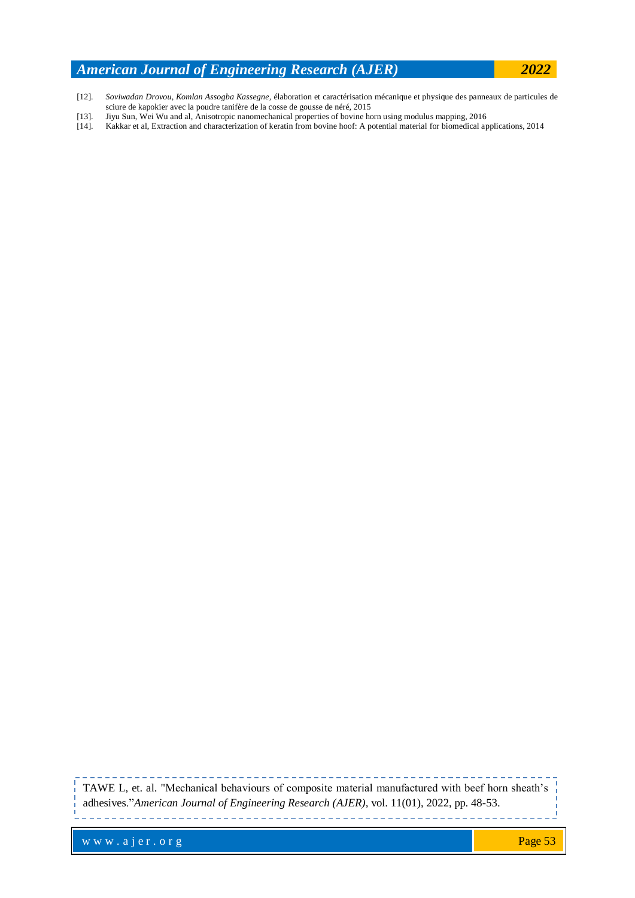[12]. *Soviwadan Drovou, Komlan Assogba Kassegne,* élaboration et caractérisation mécanique et physique des panneaux de particules de sciure de kapokier avec la poudre tanifère de la cosse de gousse de néré, 2015

[13]. Jiyu Sun, Wei Wu and al, Anisotropic nanomechanical properties of bovine horn using modulus mapping, 2016

[14]. Kakkar et al, Extraction and characterization of keratin from bovine hoof: A potential material for biomedical applications, 2014

TAWE L, et. al. "Mechanical behaviours of composite material manufactured with beef horn sheath's adhesives."*American Journal of Engineering Research (AJER),* vol. 11(01), 2022, pp. 48-53.